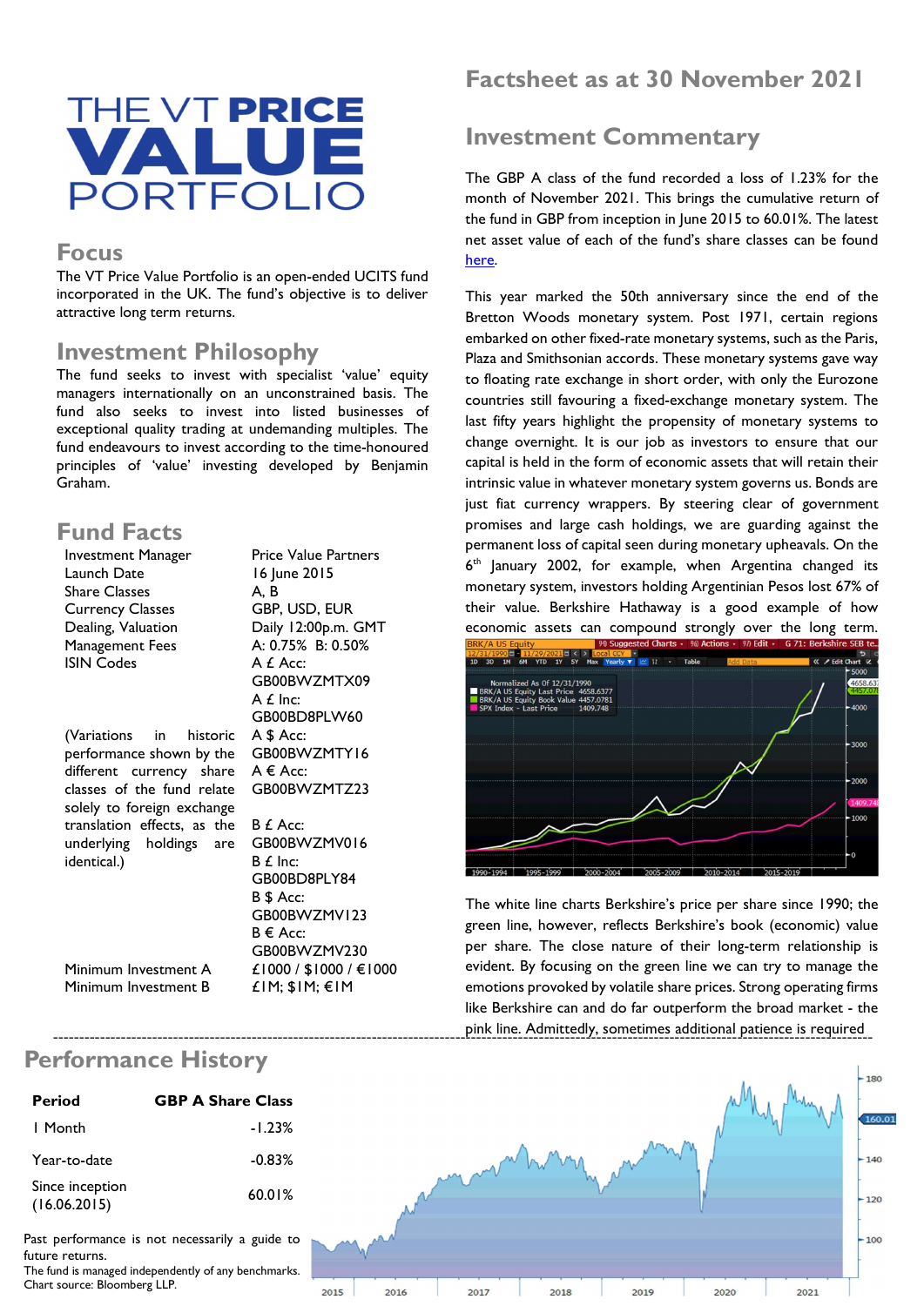# THE VT PRICE VALUE PORTFOLIO

## Focus

The VT Price Value Portfolio is an open-ended UCITS fund incorporated in the UK. The fund's objective is to deliver attractive long term returns.

## Investment Philosophy

The fund seeks to invest with specialist 'value' equity managers internationally on an unconstrained basis. The fund also seeks to invest into listed businesses of exceptional quality trading at undemanding multiples. The fund endeavours to invest according to the time-honoured principles of 'value' investing developed by Benjamin Graham.

## Fund Facts

| | |
|---|---|
| Investment Manager | Price Value Partners |
| Launch Date | 16 June 2015 |
| Share Classes | A, B |
| Currency Classes | GBP, USD, EUR |
| Dealing, Valuation | Daily 12:00p.m. GMT |
| Management Fees | A: 0.75% B: 0.50% |
| ISIN Codes | A £ Acc: GB00BWZMTX09<br>A £ Inc: GB00BD8PLW60<br>A $ Acc: GB00BWZMTY16<br>A € Acc: GB00BWZMTZ23<br>B £ Acc: GB00BWZMV016<br>B £ Inc: GB00BD8PLY84<br>B $ Acc: GB00BWZMV123<br>B € Acc: GB00BWZMV230 |
| Minimum Investment A | £1000 / $1000 / €1000 |
| Minimum Investment B | £1M; $1M; €1M |

(Variations in historic performance shown by the different currency share classes of the fund relate solely to foreign exchange translation effects, as the underlying holdings are identical.)

# Factsheet as at 30 November 2021

## Investment Commentary

The GBP A class of the fund recorded a loss of 1.23% for the month of November 2021. This brings the cumulative return of the fund in GBP from inception in June 2015 to 60.01%. The latest net asset value of each of the fund's share classes can be found here.

This year marked the 50th anniversary since the end of the Bretton Woods monetary system. Post 1971, certain regions embarked on other fixed-rate monetary systems, such as the Paris, Plaza and Smithsonian accords. These monetary systems gave way to floating rate exchange in short order, with only the Eurozone countries still favouring a fixed-exchange monetary system. The last fifty years highlight the propensity of monetary systems to change overnight. It is our job as investors to ensure that our capital is held in the form of economic assets that will retain their intrinsic value in whatever monetary system governs us. Bonds are just fiat currency wrappers. By steering clear of government promises and large cash holdings, we are guarding against the permanent loss of capital seen during monetary upheavals. On the 6th January 2002, for example, when Argentina changed its monetary system, investors holding Argentinian Pesos lost 67% of their value. Berkshire Hathaway is a good example of how economic assets can compound strongly over the long term.

The white line charts Berkshire's price per share since 1990; the green line, however, reflects Berkshire's book (economic) value per share. The close nature of their long-term relationship is evident. By focusing on the green line we can try to manage the emotions provoked by volatile share prices. Strong operating firms like Berkshire can and do far outperform the broad market - the pink line. Admittedly, sometimes additional patience is required

## Performance History

| Period | GBP A Share Class |
|---|---|
| 1 Month | -1.23% |
| Year-to-date | -0.83% |
| Since inception (16.06.2015) | 60.01% |

Past performance is not necessarily a guide to future returns.
The fund is managed independently of any benchmarks.
Chart source: Bloomberg LLP.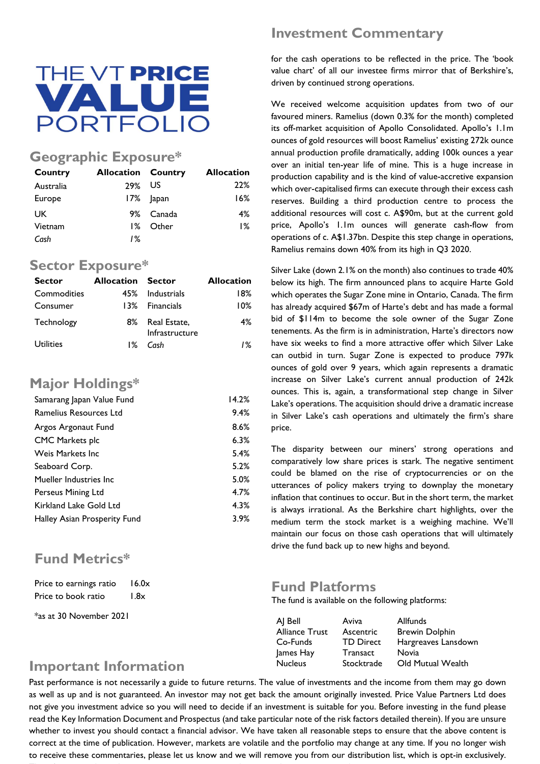# THE VT PRICE VALUE PORTFOLIO

## Geographic Exposure*

| Country | Allocation | Country | Allocation |
|---|---|---|---|
| Australia | 29% | US | 22% |
| Europe | 17% | Japan | 16% |
| UK | 9% | Canada | 4% |
| Vietnam | 1% | Other | 1% |
| *Cash* | *1%* | | |

## Sector Exposure*

| Sector | Allocation | Sector | Allocation |
|---|---|---|---|
| Commodities | 45% | Industrials | 18% |
| Consumer | 13% | Financials | 10% |
| Technology | 8% | Real Estate, Infrastructure | 4% |
| Utilities | 1% | *Cash* | *1%* |

## Major Holdings*

| | |
|---|---|
| Samarang Japan Value Fund | 14.2% |
| Ramelius Resources Ltd | 9.4% |
| Argos Argonaut Fund | 8.6% |
| CMC Markets plc | 6.3% |
| Weis Markets Inc | 5.4% |
| Seaboard Corp. | 5.2% |
| Mueller Industries Inc | 5.0% |
| Perseus Mining Ltd | 4.7% |
| Kirkland Lake Gold Ltd | 4.3% |
| Halley Asian Prosperity Fund | 3.9% |

## Fund Metrics*

| | |
|---|---|
| Price to earnings ratio | 16.0x |
| Price to book ratio | 1.8x |

*as at 30 November 2021

## Investment Commentary

for the cash operations to be reflected in the price. The 'book value chart' of all our investee firms mirror that of Berkshire's, driven by continued strong operations.

We received welcome acquisition updates from two of our favoured miners. Ramelius (down 0.3% for the month) completed its off-market acquisition of Apollo Consolidated. Apollo's 1.1m ounces of gold resources will boost Ramelius' existing 272k ounce annual production profile dramatically, adding 100k ounces a year over an initial ten-year life of mine. This is a huge increase in production capability and is the kind of value-accretive expansion which over-capitalised firms can execute through their excess cash reserves. Building a third production centre to process the additional resources will cost c. A$90m, but at the current gold price, Apollo's 1.1m ounces will generate cash-flow from operations of c. A$1.37bn. Despite this step change in operations, Ramelius remains down 40% from its high in Q3 2020.

Silver Lake (down 2.1% on the month) also continues to trade 40% below its high. The firm announced plans to acquire Harte Gold which operates the Sugar Zone mine in Ontario, Canada. The firm has already acquired $67m of Harte's debt and has made a formal bid of $114m to become the sole owner of the Sugar Zone tenements. As the firm is in administration, Harte's directors now have six weeks to find a more attractive offer which Silver Lake can outbid in turn. Sugar Zone is expected to produce 797k ounces of gold over 9 years, which again represents a dramatic increase on Silver Lake's current annual production of 242k ounces. This is, again, a transformational step change in Silver Lake's operations. The acquisition should drive a dramatic increase in Silver Lake's cash operations and ultimately the firm's share price.

The disparity between our miners' strong operations and comparatively low share prices is stark. The negative sentiment could be blamed on the rise of cryptocurrencies or on the utterances of policy makers trying to downplay the monetary inflation that continues to occur. But in the short term, the market is always irrational. As the Berkshire chart highlights, over the medium term the stock market is a weighing machine. We'll maintain our focus on those cash operations that will ultimately drive the fund back up to new highs and beyond.

## Fund Platforms

The fund is available on the following platforms:

| | | |
|---|---|---|
| AJ Bell | Aviva | Allfunds |
| Alliance Trust | Ascentric | Brewin Dolphin |
| Co-Funds | TD Direct | Hargreaves Lansdown |
| James Hay | Transact | Novia |
| Nucleus | Stocktrade | Old Mutual Wealth |

## Important Information

Past performance is not necessarily a guide to future returns. The value of investments and the income from them may go down as well as up and is not guaranteed. An investor may not get back the amount originally invested. Price Value Partners Ltd does not give you investment advice so you will need to decide if an investment is suitable for you. Before investing in the fund please read the Key Information Document and Prospectus (and take particular note of the risk factors detailed therein). If you are unsure whether to invest you should contact a financial advisor. We have taken all reasonable steps to ensure that the above content is correct at the time of publication. However, markets are volatile and the portfolio may change at any time. If you no longer wish to receive these commentaries, please let us know and we will remove you from our distribution list, which is opt-in exclusively.